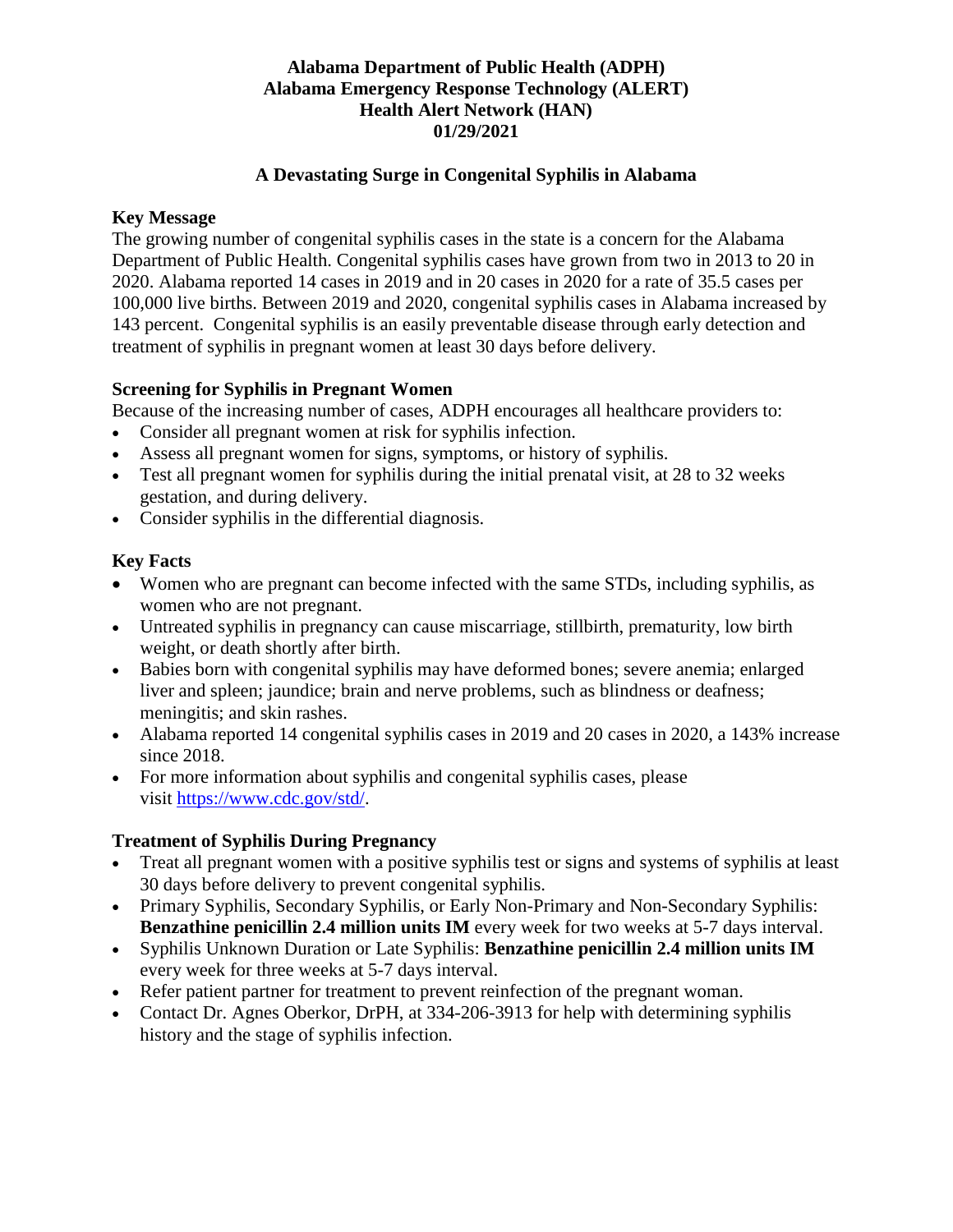**Alabama Department of Public Health (ADPH)**
**Alabama Emergency Response Technology (ALERT)**
**Health Alert Network (HAN)**
**01/29/2021**

# A Devastating Surge in Congenital Syphilis in Alabama

## Key Message

The growing number of congenital syphilis cases in the state is a concern for the Alabama Department of Public Health. Congenital syphilis cases have grown from two in 2013 to 20 in 2020. Alabama reported 14 cases in 2019 and in 20 cases in 2020 for a rate of 35.5 cases per 100,000 live births. Between 2019 and 2020, congenital syphilis cases in Alabama increased by 143 percent. Congenital syphilis is an easily preventable disease through early detection and treatment of syphilis in pregnant women at least 30 days before delivery.

## Screening for Syphilis in Pregnant Women

Because of the increasing number of cases, ADPH encourages all healthcare providers to:

- Consider all pregnant women at risk for syphilis infection.
- Assess all pregnant women for signs, symptoms, or history of syphilis.
- Test all pregnant women for syphilis during the initial prenatal visit, at 28 to 32 weeks gestation, and during delivery.
- Consider syphilis in the differential diagnosis.

## Key Facts

- Women who are pregnant can become infected with the same STDs, including syphilis, as women who are not pregnant.
- Untreated syphilis in pregnancy can cause miscarriage, stillbirth, prematurity, low birth weight, or death shortly after birth.
- Babies born with congenital syphilis may have deformed bones; severe anemia; enlarged liver and spleen; jaundice; brain and nerve problems, such as blindness or deafness; meningitis; and skin rashes.
- Alabama reported 14 congenital syphilis cases in 2019 and 20 cases in 2020, a 143% increase since 2018.
- For more information about syphilis and congenital syphilis cases, please visit [https://www.cdc.gov/std/](https://www.cdc.gov/std/).

## Treatment of Syphilis During Pregnancy

- Treat all pregnant women with a positive syphilis test or signs and systems of syphilis at least 30 days before delivery to prevent congenital syphilis.
- Primary Syphilis, Secondary Syphilis, or Early Non-Primary and Non-Secondary Syphilis: **Benzathine penicillin 2.4 million units IM** every week for two weeks at 5-7 days interval.
- Syphilis Unknown Duration or Late Syphilis: **Benzathine penicillin 2.4 million units IM** every week for three weeks at 5-7 days interval.
- Refer patient partner for treatment to prevent reinfection of the pregnant woman.
- Contact Dr. Agnes Oberkor, DrPH, at 334-206-3913 for help with determining syphilis history and the stage of syphilis infection.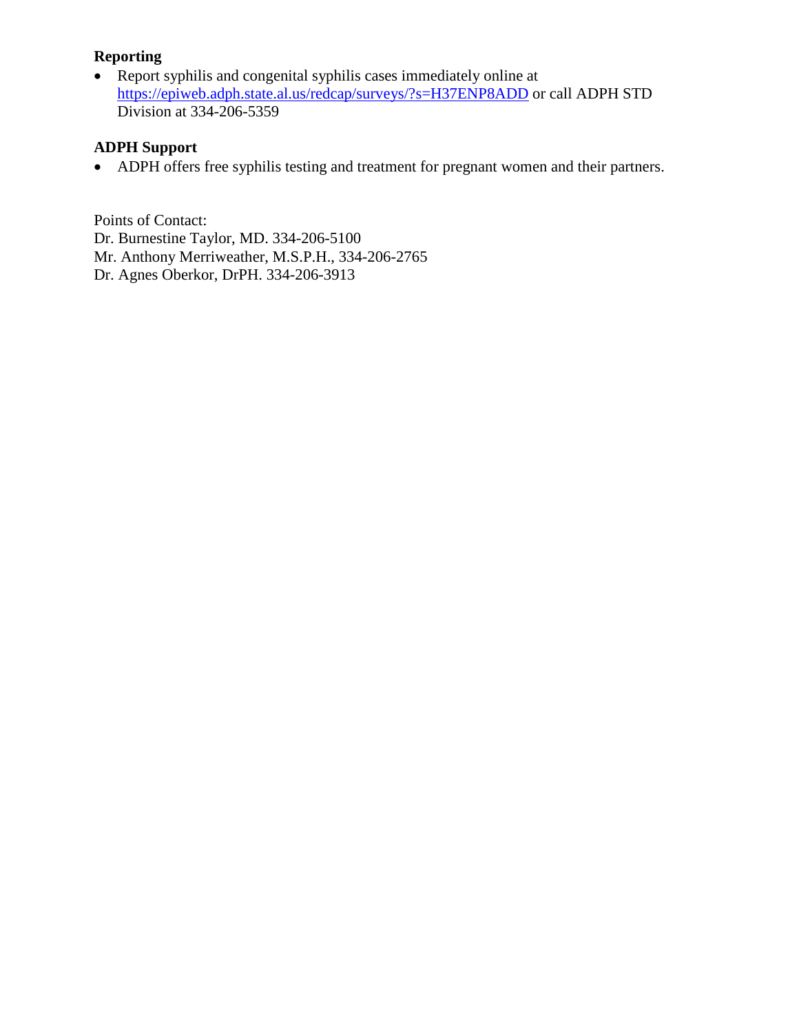**Reporting**

- Report syphilis and congenital syphilis cases immediately online at https://epiweb.adph.state.al.us/redcap/surveys/?s=H37ENP8ADD or call ADPH STD Division at 334-206-5359

**ADPH Support**

- ADPH offers free syphilis testing and treatment for pregnant women and their partners.

Points of Contact:
Dr. Burnestine Taylor, MD. 334-206-5100
Mr. Anthony Merriweather, M.S.P.H., 334-206-2765
Dr. Agnes Oberkor, DrPH. 334-206-3913